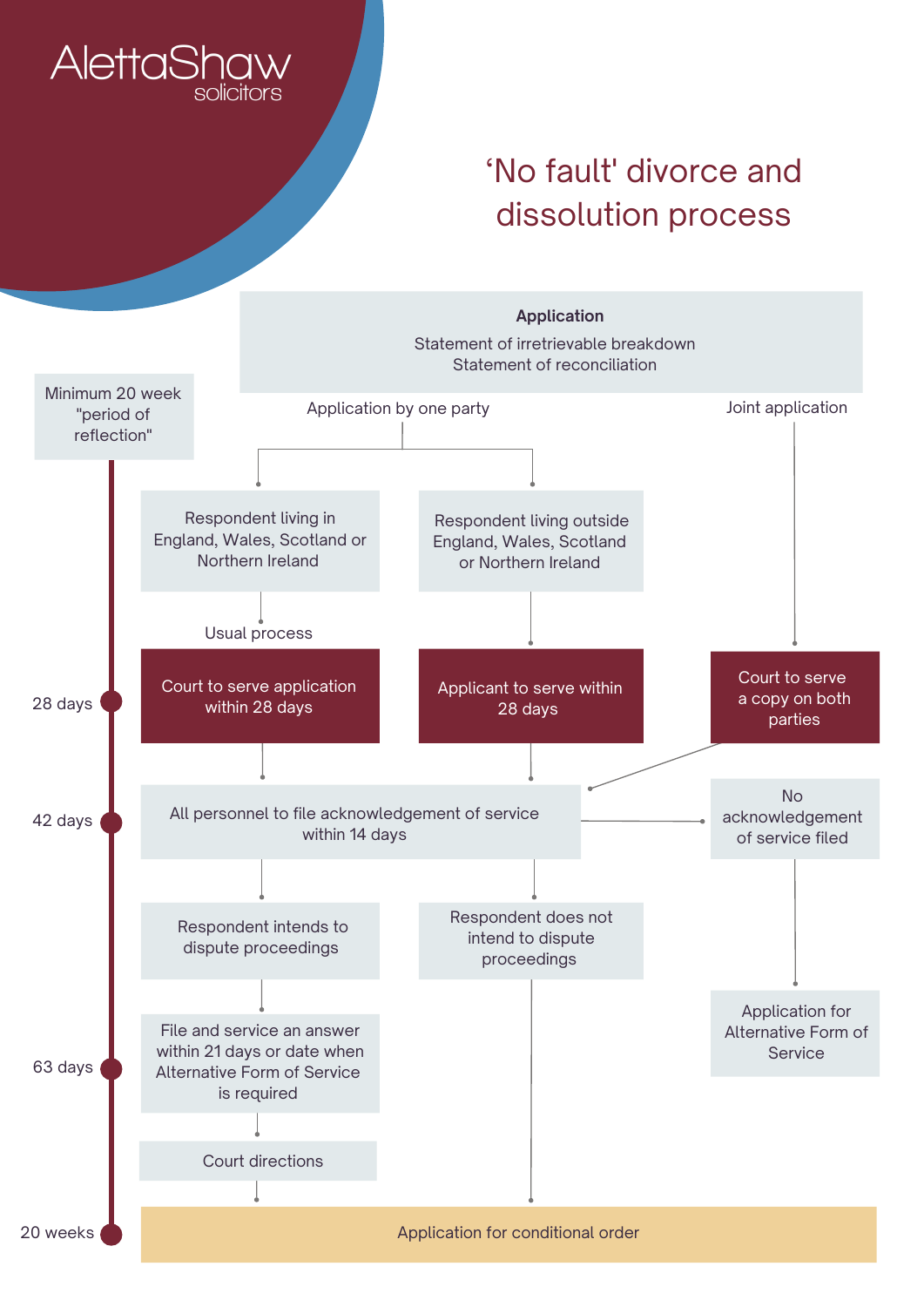AlettaShaw
solicitors

# 'No fault' divorce and dissolution process

**Application**

Statement of irretrievable breakdown
Statement of reconciliation

Minimum 20 week "period of reflection"

Application by one party

Joint application

Respondent living in England, Wales, Scotland or Northern Ireland

Respondent living outside England, Wales, Scotland or Northern Ireland

Usual process

28 days

Court to serve application within 28 days

Applicant to serve within 28 days

Court to serve a copy on both parties

42 days

All personnel to file acknowledgement of service within 14 days

No acknowledgement of service filed

Respondent intends to dispute proceedings

Respondent does not intend to dispute proceedings

Application for Alternative Form of Service

63 days

File and service an answer within 21 days or date when Alternative Form of Service is required

Court directions

20 weeks

Application for conditional order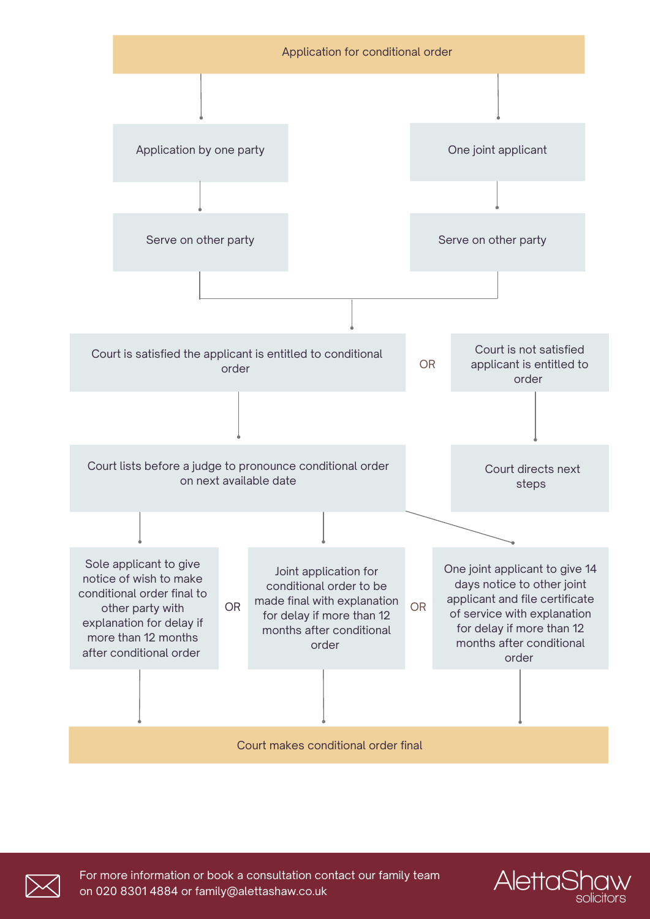Application for conditional order

Application by one party

One joint applicant

Serve on other party

Serve on other party

Court is satisfied the applicant is entitled to conditional order

OR

Court is not satisfied applicant is entitled to order

Court lists before a judge to pronounce conditional order on next available date

Court directs next steps

Sole applicant to give notice of wish to make conditional order final to other party with explanation for delay if more than 12 months after conditional order

OR

Joint application for conditional order to be made final with explanation for delay if more than 12 months after conditional order

OR

One joint applicant to give 14 days notice to other joint applicant and file certificate of service with explanation for delay if more than 12 months after conditional order

Court makes conditional order final

For more information or book a consultation contact our family team on 020 8301 4884 or family@alettashaw.co.uk

AlettaShaw solicitors